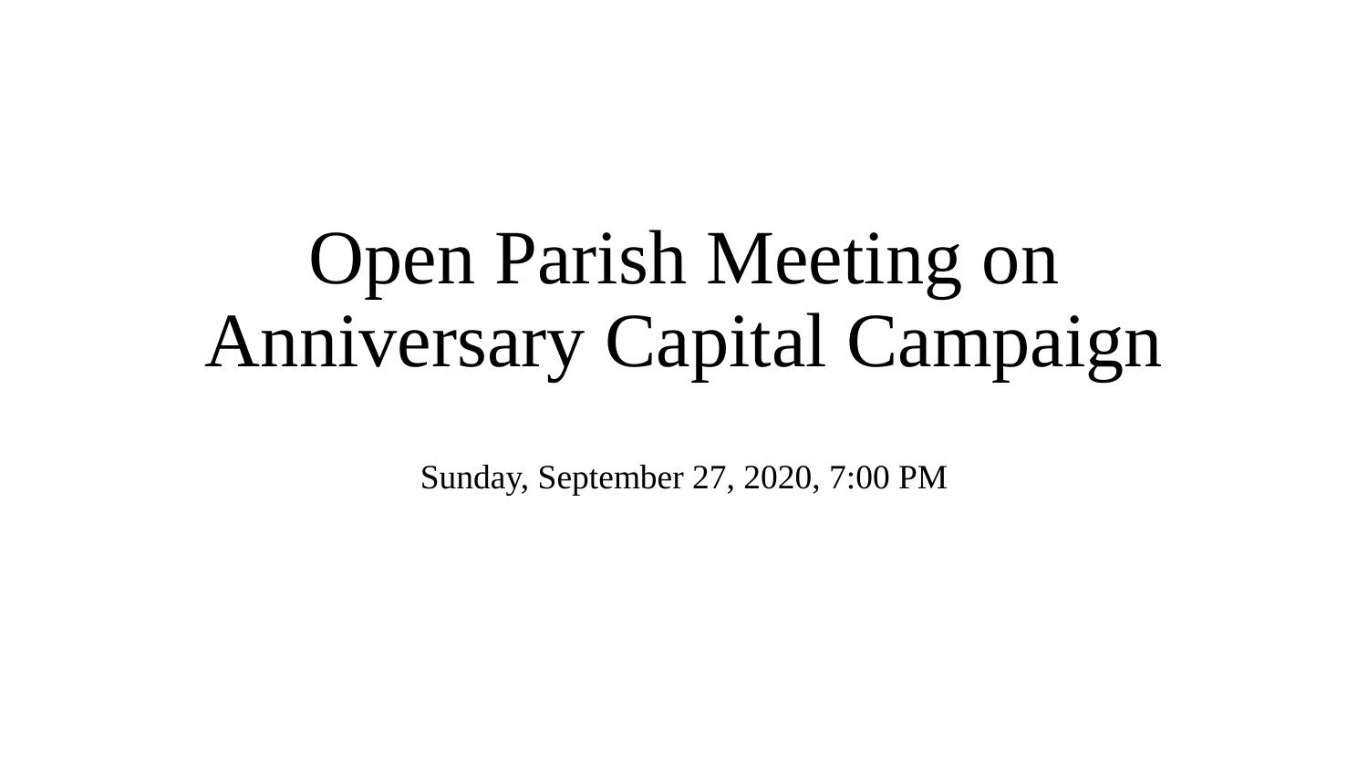# Open Parish Meeting on Anniversary Capital Campaign

Sunday, September 27, 2020, 7:00 PM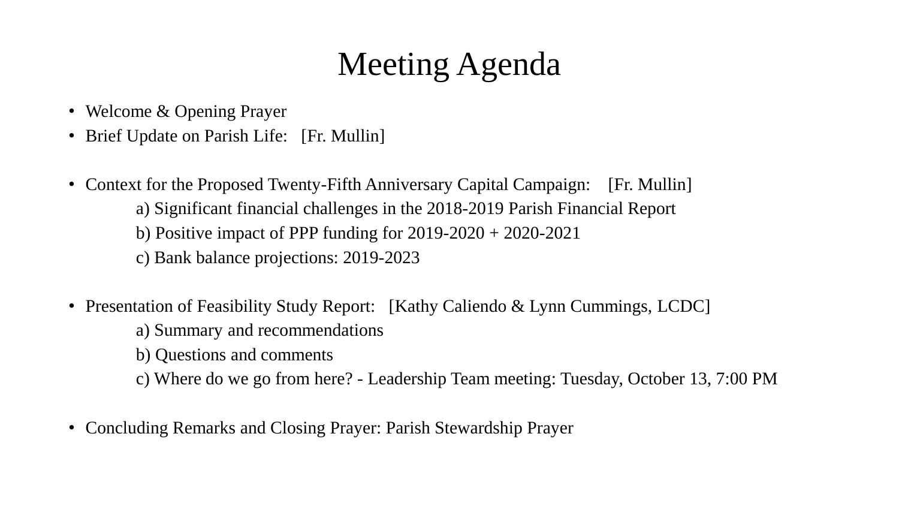# Meeting Agenda

- Welcome & Opening Prayer
- Brief Update on Parish Life: [Fr. Mullin]

- Context for the Proposed Twenty-Fifth Anniversary Capital Campaign: [Fr. Mullin]
    - a) Significant financial challenges in the 2018-2019 Parish Financial Report
    - b) Positive impact of PPP funding for 2019-2020 + 2020-2021
    - c) Bank balance projections: 2019-2023

- Presentation of Feasibility Study Report: [Kathy Caliendo & Lynn Cummings, LCDC]
    - a) Summary and recommendations
    - b) Questions and comments
    - c) Where do we go from here? - Leadership Team meeting: Tuesday, October 13, 7:00 PM

- Concluding Remarks and Closing Prayer: Parish Stewardship Prayer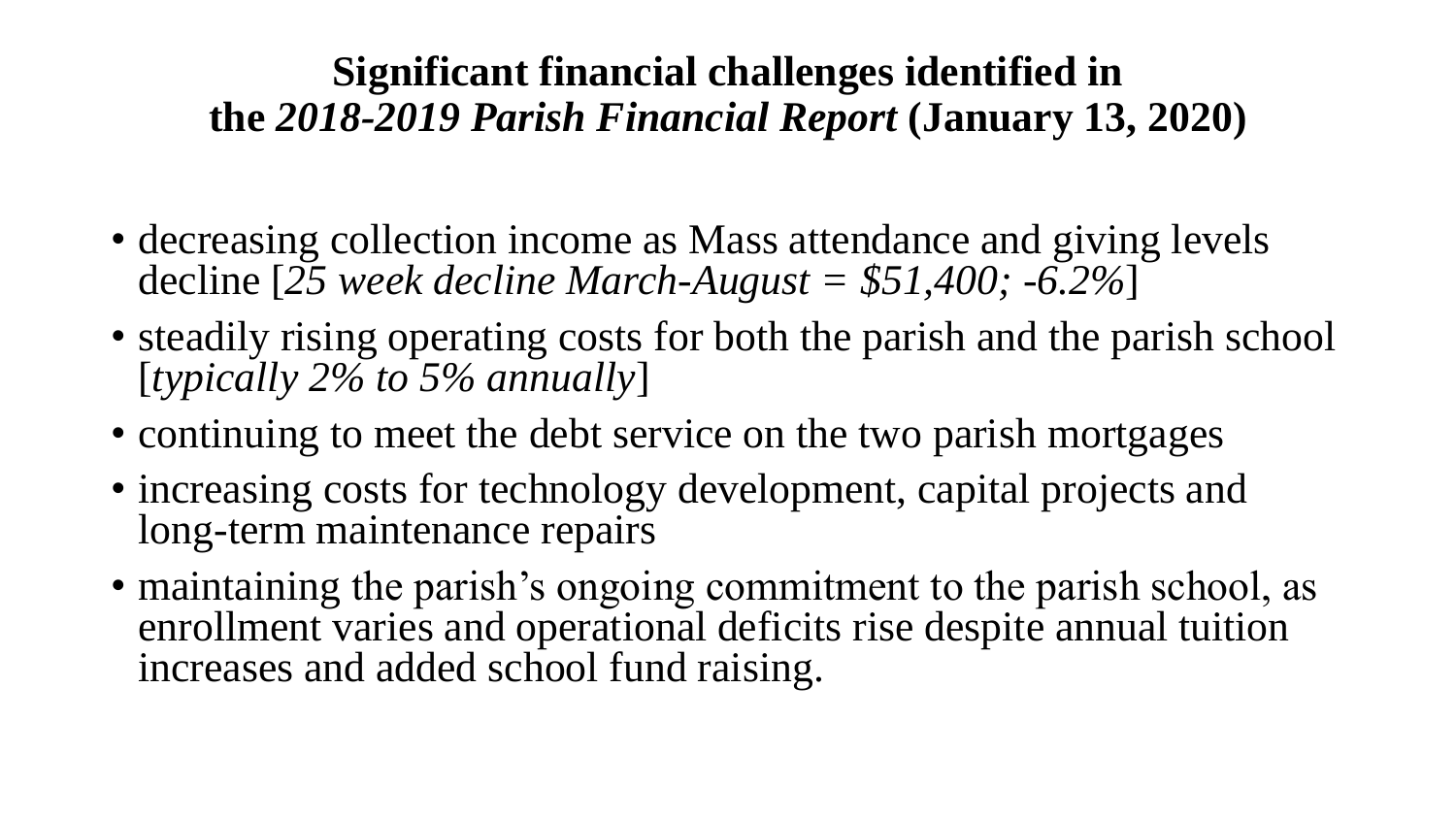# Significant financial challenges identified in the *2018-2019 Parish Financial Report* (January 13, 2020)

- decreasing collection income as Mass attendance and giving levels decline [*25 week decline March-August = $51,400; -6.2%*]
- steadily rising operating costs for both the parish and the parish school [*typically 2% to 5% annually*]
- continuing to meet the debt service on the two parish mortgages
- increasing costs for technology development, capital projects and long-term maintenance repairs
- maintaining the parish's ongoing commitment to the parish school, as enrollment varies and operational deficits rise despite annual tuition increases and added school fund raising.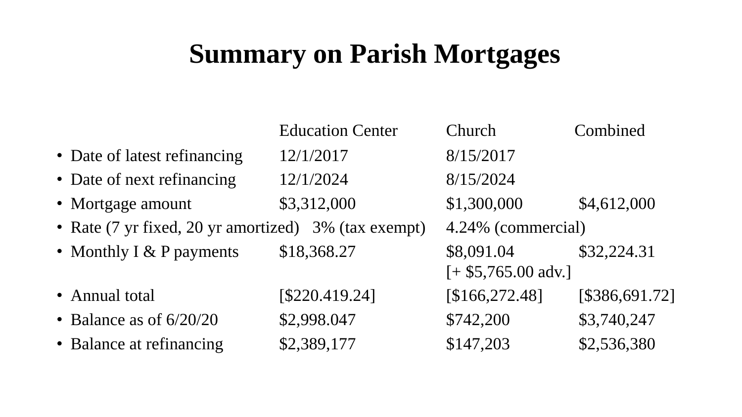# Summary on Parish Mortgages

| | Education Center | Church | Combined |
|---|---|---|---|
| Date of latest refinancing | 12/1/2017 | 8/15/2017 | |
| Date of next refinancing | 12/1/2024 | 8/15/2024 | |
| Mortgage amount | $3,312,000 | $1,300,000 | $4,612,000 |
| Rate (7 yr fixed, 20 yr amortized) | 3% (tax exempt) | 4.24% (commercial) | |
| Monthly I & P payments | $18,368.27 | $8,091.04 [+ $5,765.00 adv.] | $32,224.31 |
| Annual total | [$220.419.24] | [$166,272.48] | [$386,691.72] |
| Balance as of 6/20/20 | $2,998.047 | $742,200 | $3,740,247 |
| Balance at refinancing | $2,389,177 | $147,203 | $2,536,380 |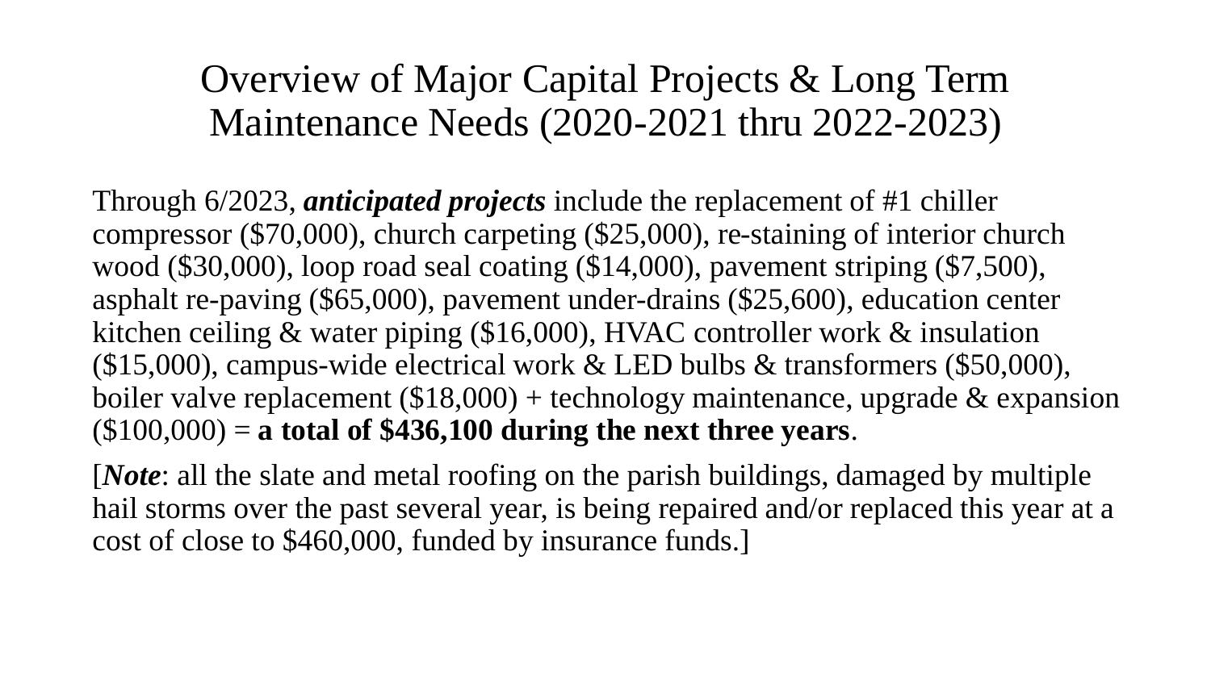# Overview of Major Capital Projects & Long Term Maintenance Needs (2020-2021 thru 2022-2023)

Through 6/2023, ***anticipated projects*** include the replacement of #1 chiller compressor ($70,000), church carpeting ($25,000), re-staining of interior church wood ($30,000), loop road seal coating ($14,000), pavement striping ($7,500), asphalt re-paving ($65,000), pavement under-drains ($25,600), education center kitchen ceiling & water piping ($16,000), HVAC controller work & insulation ($15,000), campus-wide electrical work & LED bulbs & transformers ($50,000), boiler valve replacement ($18,000) + technology maintenance, upgrade & expansion ($100,000) = **a total of $436,100 during the next three years**.

[***Note***: all the slate and metal roofing on the parish buildings, damaged by multiple hail storms over the past several year, is being repaired and/or replaced this year at a cost of close to $460,000, funded by insurance funds.]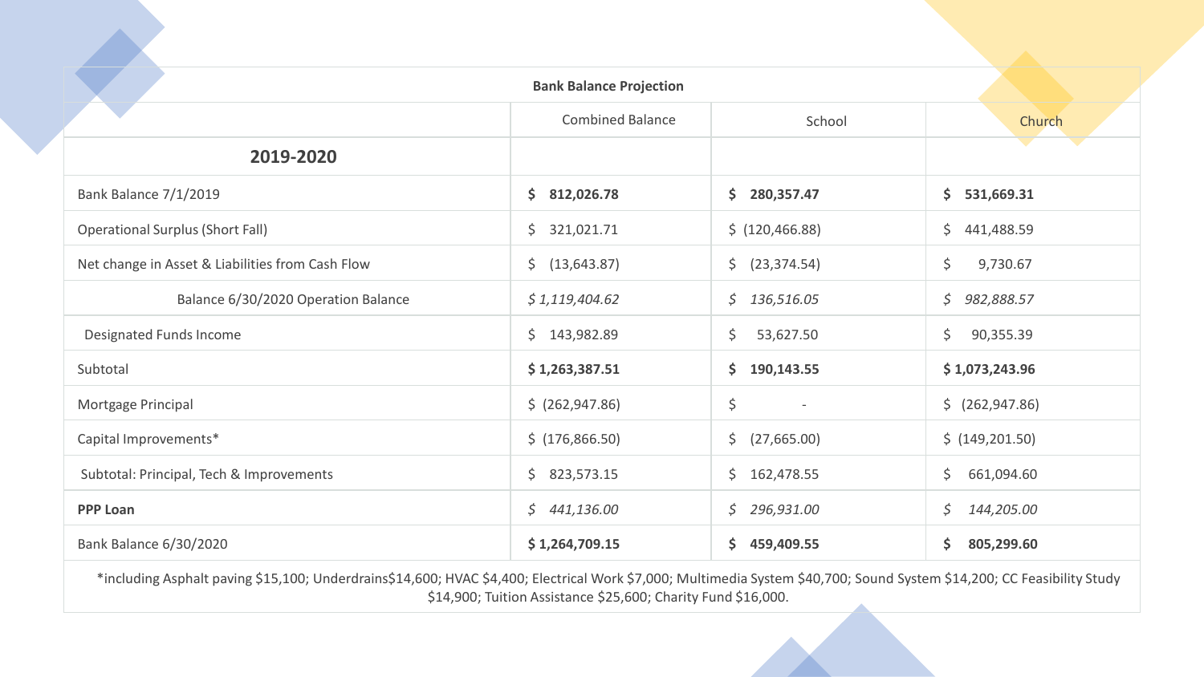| Bank Balance Projection | | | |
|---|---|---|---|
| | Combined Balance | School | Church |
| **2019-2020** | | | |
| Bank Balance 7/1/2019 | **$ 812,026.78** | **$ 280,357.47** | **$ 531,669.31** |
| Operational Surplus (Short Fall) | $ 321,021.71 | $ (120,466.88) | $ 441,488.59 |
| Net change in Asset & Liabilities from Cash Flow | $ (13,643.87) | $ (23,374.54) | $ 9,730.67 |
| Balance 6/30/2020 Operation Balance | *$ 1,119,404.62* | *$ 136,516.05* | *$ 982,888.57* |
| Designated Funds Income | $ 143,982.89 | $ 53,627.50 | $ 90,355.39 |
| Subtotal | **$ 1,263,387.51** | **$ 190,143.55** | **$ 1,073,243.96** |
| Mortgage Principal | $ (262,947.86) | $ - | $ (262,947.86) |
| Capital Improvements* | $ (176,866.50) | $ (27,665.00) | $ (149,201.50) |
| Subtotal: Principal, Tech & Improvements | $ 823,573.15 | $ 162,478.55 | $ 661,094.60 |
| **PPP Loan** | *$ 441,136.00* | *$ 296,931.00* | *$ 144,205.00* |
| Bank Balance 6/30/2020 | **$ 1,264,709.15** | **$ 459,409.55** | **$ 805,299.60** |

*including Asphalt paving $15,100; Underdrains$14,600; HVAC $4,400; Electrical Work $7,000; Multimedia System $40,700; Sound System $14,200; CC Feasibility Study $14,900; Tuition Assistance $25,600; Charity Fund $16,000.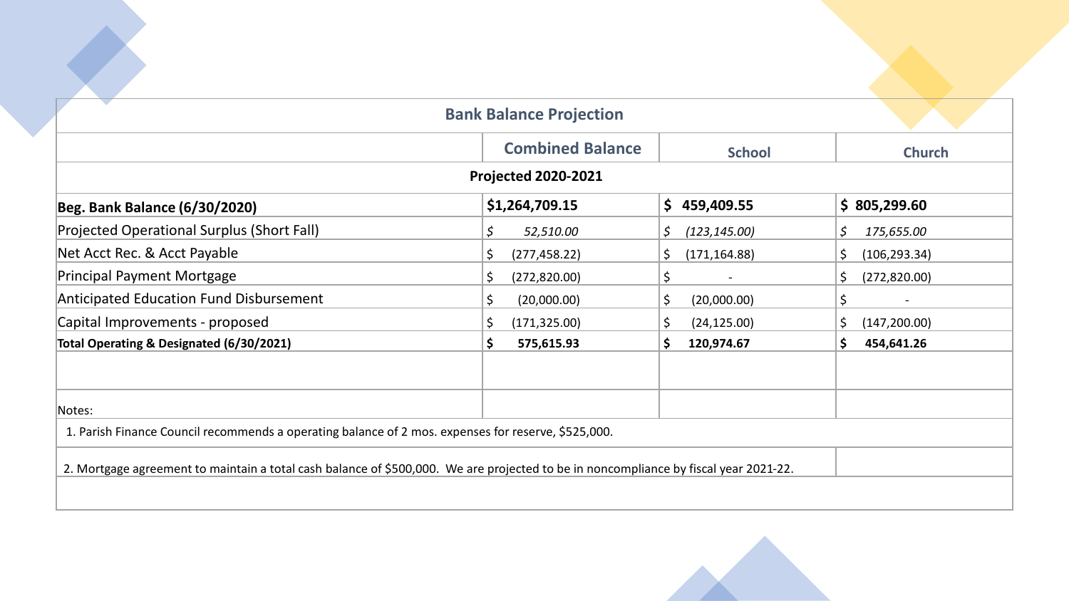## Bank Balance Projection

| | Combined Balance | School | Church |
|---|---|---|---|
| **Projected 2020-2021** | | | |
| **Beg. Bank Balance (6/30/2020)** | **$1,264,709.15** | **$ 459,409.55** | **$ 805,299.60** |
| Projected Operational Surplus (Short Fall) | *$ 52,510.00* | *$ (123,145.00)* | *$ 175,655.00* |
| Net Acct Rec. & Acct Payable | $ (277,458.22) | $ (171,164.88) | $ (106,293.34) |
| Principal Payment Mortgage | $ (272,820.00) | $ - | $ (272,820.00) |
| Anticipated Education Fund Disbursement | $ (20,000.00) | $ (20,000.00) | $ - |
| Capital Improvements - proposed | $ (171,325.00) | $ (24,125.00) | $ (147,200.00) |
| **Total Operating & Designated (6/30/2021)** | **$ 575,615.93** | **$ 120,974.67** | **$ 454,641.26** |

Notes:

1. Parish Finance Council recommends a operating balance of 2 mos. expenses for reserve, $525,000.

2. Mortgage agreement to maintain a total cash balance of $500,000. We are projected to be in noncompliance by fiscal year 2021-22.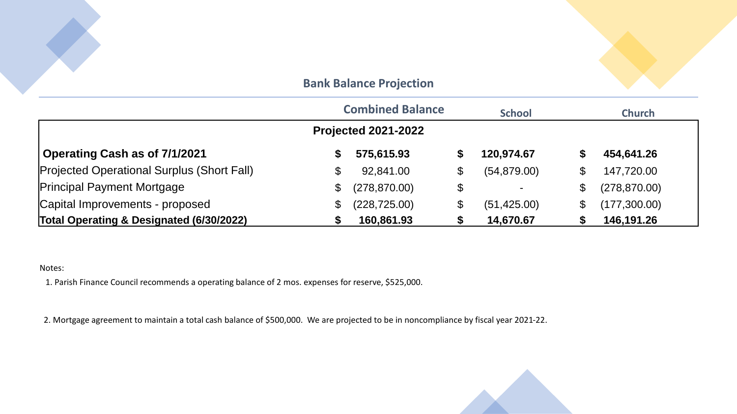## Bank Balance Projection

| | Combined Balance | School | Church |
|---|---|---|---|
| | **Projected 2021-2022** | | |
| **Operating Cash as of 7/1/2021** | **$ 575,615.93** | **$ 120,974.67** | **$ 454,641.26** |
| Projected Operational Surplus (Short Fall) | $ 92,841.00 | $ (54,879.00) | $ 147,720.00 |
| Principal Payment Mortgage | $ (278,870.00) | $ - | $ (278,870.00) |
| Capital Improvements - proposed | $ (228,725.00) | $ (51,425.00) | $ (177,300.00) |
| **Total Operating & Designated (6/30/2022)** | **$ 160,861.93** | **$ 14,670.67** | **$ 146,191.26** |

Notes:

1. Parish Finance Council recommends a operating balance of 2 mos. expenses for reserve, $525,000.

2. Mortgage agreement to maintain a total cash balance of $500,000. We are projected to be in noncompliance by fiscal year 2021-22.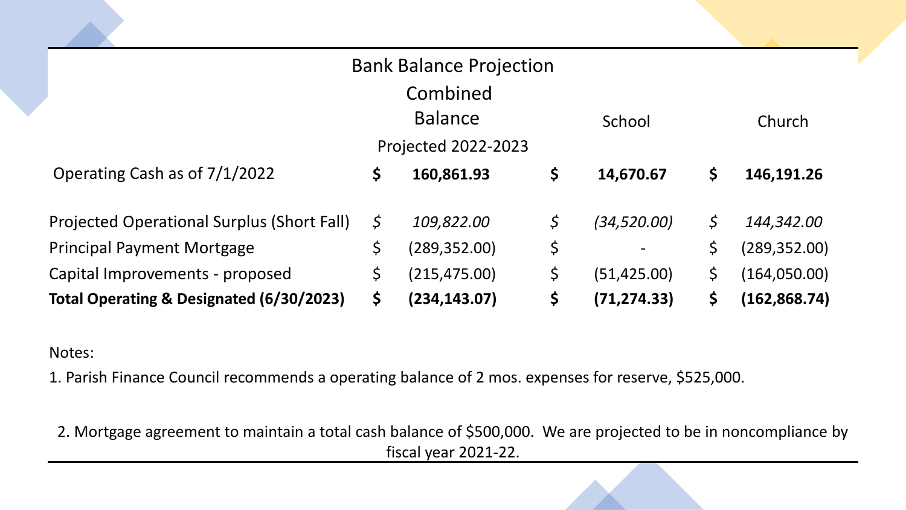# Bank Balance Projection

| | Combined Balance Projected 2022-2023 | School | Church |
|---|---|---|---|
| Operating Cash as of 7/1/2022 | **$ 160,861.93** | **$ 14,670.67** | **$ 146,191.26** |
| Projected Operational Surplus (Short Fall) | *$ 109,822.00* | *$ (34,520.00)* | *$ 144,342.00* |
| Principal Payment Mortgage | $ (289,352.00) | $ - | $ (289,352.00) |
| Capital Improvements - proposed | $ (215,475.00) | $ (51,425.00) | $ (164,050.00) |
| **Total Operating & Designated (6/30/2023)** | **$ (234,143.07)** | **$ (71,274.33)** | **$ (162,868.74)** |

Notes:

1. Parish Finance Council recommends a operating balance of 2 mos. expenses for reserve, $525,000.

2. Mortgage agreement to maintain a total cash balance of $500,000. We are projected to be in noncompliance by fiscal year 2021-22.